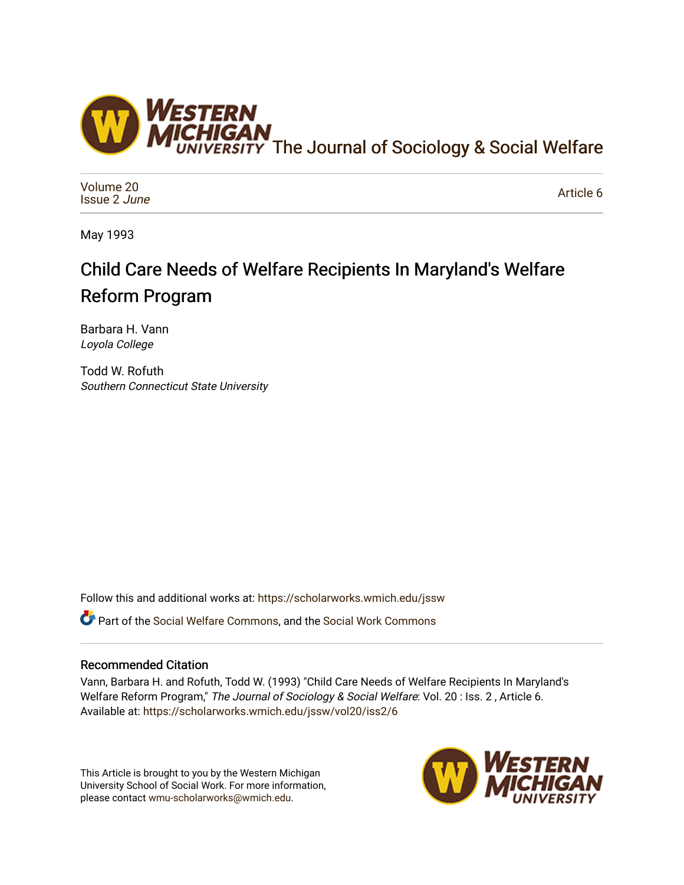The Journal of Sociology & Social Welfare

Volume 20
Issue 2 *June*

Article 6

May 1993

# Child Care Needs of Welfare Recipients In Maryland's Welfare Reform Program

Barbara H. Vann
*Loyola College*

Todd W. Rofuth
*Southern Connecticut State University*

Follow this and additional works at: https://scholarworks.wmich.edu/jssw

Part of the Social Welfare Commons, and the Social Work Commons

## Recommended Citation

Vann, Barbara H. and Rofuth, Todd W. (1993) "Child Care Needs of Welfare Recipients In Maryland's Welfare Reform Program," *The Journal of Sociology & Social Welfare*: Vol. 20 : Iss. 2 , Article 6.
Available at: https://scholarworks.wmich.edu/jssw/vol20/iss2/6

This Article is brought to you by the Western Michigan University School of Social Work. For more information, please contact wmu-scholarworks@wmich.edu.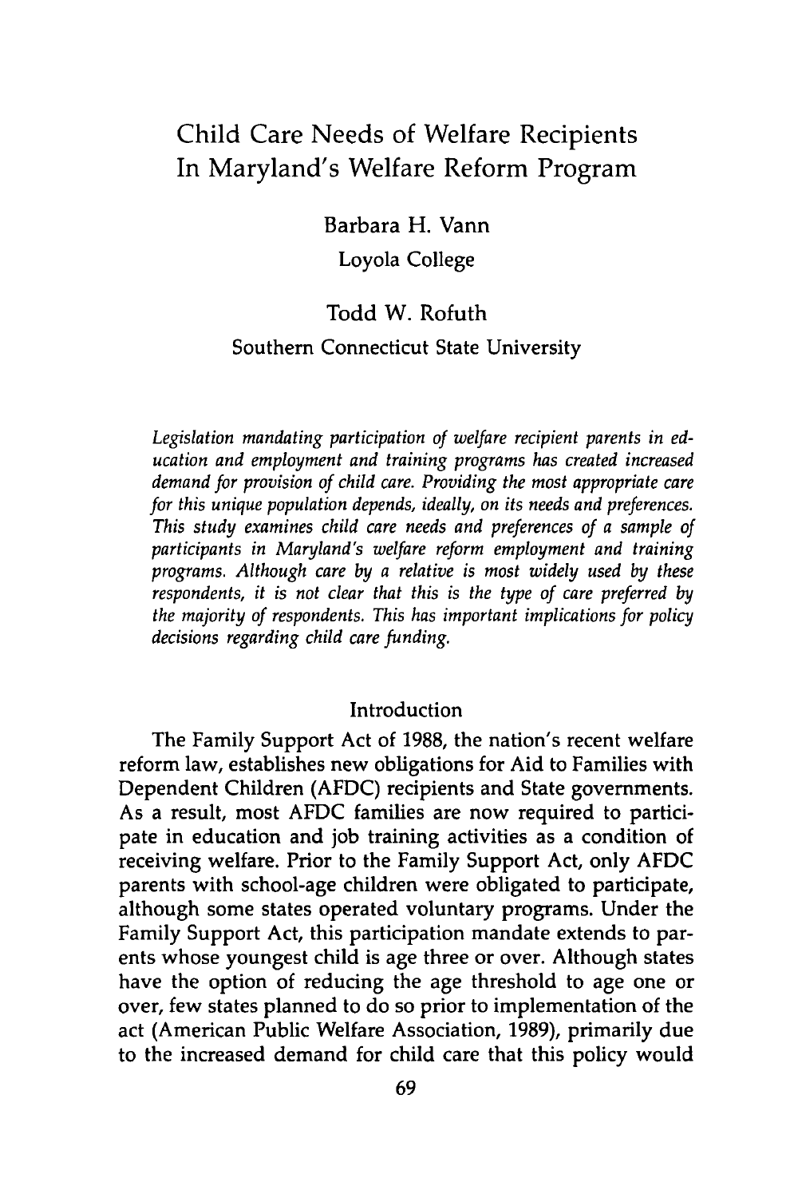# Child Care Needs of Welfare Recipients In Maryland's Welfare Reform Program

Barbara H. Vann
Loyola College

Todd W. Rofuth
Southern Connecticut State University

*Legislation mandating participation of welfare recipient parents in education and employment and training programs has created increased demand for provision of child care. Providing the most appropriate care for this unique population depends, ideally, on its needs and preferences. This study examines child care needs and preferences of a sample of participants in Maryland's welfare reform employment and training programs. Although care by a relative is most widely used by these respondents, it is not clear that this is the type of care preferred by the majority of respondents. This has important implications for policy decisions regarding child care funding.*

## Introduction

The Family Support Act of 1988, the nation's recent welfare reform law, establishes new obligations for Aid to Families with Dependent Children (AFDC) recipients and State governments. As a result, most AFDC families are now required to participate in education and job training activities as a condition of receiving welfare. Prior to the Family Support Act, only AFDC parents with school-age children were obligated to participate, although some states operated voluntary programs. Under the Family Support Act, this participation mandate extends to parents whose youngest child is age three or over. Although states have the option of reducing the age threshold to age one or over, few states planned to do so prior to implementation of the act (American Public Welfare Association, 1989), primarily due to the increased demand for child care that this policy would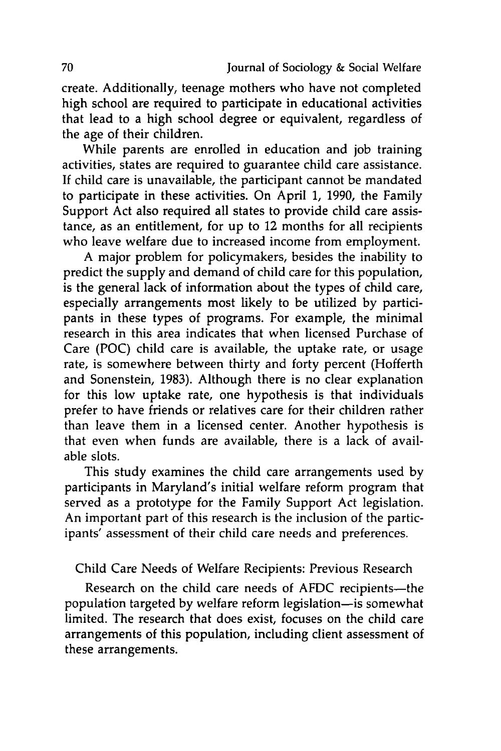create. Additionally, teenage mothers who have not completed high school are required to participate in educational activities that lead to a high school degree or equivalent, regardless of the age of their children.

While parents are enrolled in education and job training activities, states are required to guarantee child care assistance. If child care is unavailable, the participant cannot be mandated to participate in these activities. On April 1, 1990, the Family Support Act also required all states to provide child care assistance, as an entitlement, for up to 12 months for all recipients who leave welfare due to increased income from employment.

A major problem for policymakers, besides the inability to predict the supply and demand of child care for this population, is the general lack of information about the types of child care, especially arrangements most likely to be utilized by participants in these types of programs. For example, the minimal research in this area indicates that when licensed Purchase of Care (POC) child care is available, the uptake rate, or usage rate, is somewhere between thirty and forty percent (Hofferth and Sonenstein, 1983). Although there is no clear explanation for this low uptake rate, one hypothesis is that individuals prefer to have friends or relatives care for their children rather than leave them in a licensed center. Another hypothesis is that even when funds are available, there is a lack of available slots.

This study examines the child care arrangements used by participants in Maryland's initial welfare reform program that served as a prototype for the Family Support Act legislation. An important part of this research is the inclusion of the participants' assessment of their child care needs and preferences.

## Child Care Needs of Welfare Recipients: Previous Research

Research on the child care needs of AFDC recipients—the population targeted by welfare reform legislation—is somewhat limited. The research that does exist, focuses on the child care arrangements of this population, including client assessment of these arrangements.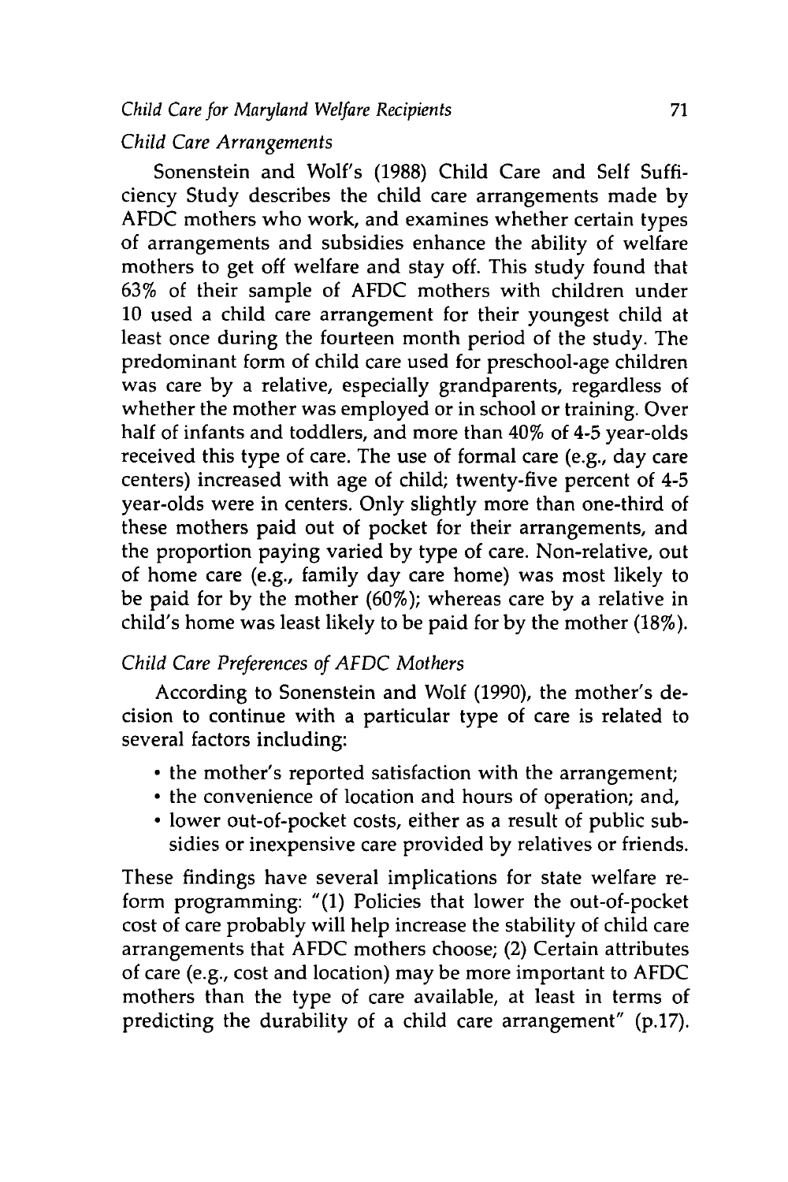### *Child Care Arrangements*

Sonenstein and Wolf's (1988) Child Care and Self Sufficiency Study describes the child care arrangements made by AFDC mothers who work, and examines whether certain types of arrangements and subsidies enhance the ability of welfare mothers to get off welfare and stay off. This study found that 63% of their sample of AFDC mothers with children under 10 used a child care arrangement for their youngest child at least once during the fourteen month period of the study. The predominant form of child care used for preschool-age children was care by a relative, especially grandparents, regardless of whether the mother was employed or in school or training. Over half of infants and toddlers, and more than 40% of 4-5 year-olds received this type of care. The use of formal care (e.g., day care centers) increased with age of child; twenty-five percent of 4-5 year-olds were in centers. Only slightly more than one-third of these mothers paid out of pocket for their arrangements, and the proportion paying varied by type of care. Non-relative, out of home care (e.g., family day care home) was most likely to be paid for by the mother (60%); whereas care by a relative in child's home was least likely to be paid for by the mother (18%).

### *Child Care Preferences of AFDC Mothers*

According to Sonenstein and Wolf (1990), the mother's decision to continue with a particular type of care is related to several factors including:

- the mother's reported satisfaction with the arrangement;
- the convenience of location and hours of operation; and,
- lower out-of-pocket costs, either as a result of public subsidies or inexpensive care provided by relatives or friends.

These findings have several implications for state welfare reform programming: "(1) Policies that lower the out-of-pocket cost of care probably will help increase the stability of child care arrangements that AFDC mothers choose; (2) Certain attributes of care (e.g., cost and location) may be more important to AFDC mothers than the type of care available, at least in terms of predicting the durability of a child care arrangement" (p.17).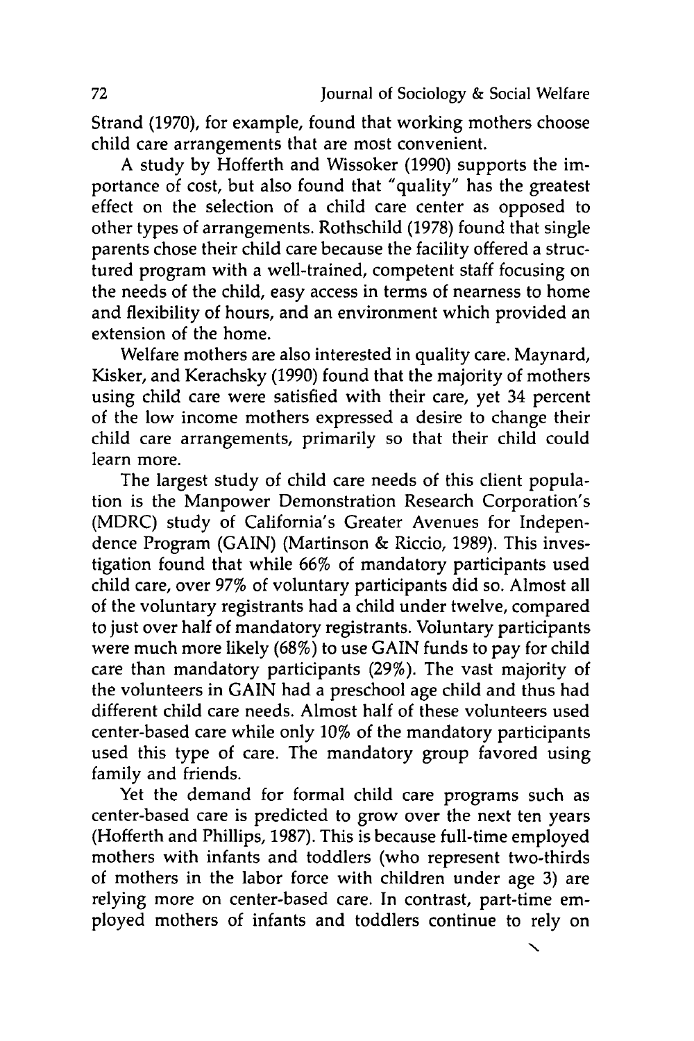Strand (1970), for example, found that working mothers choose child care arrangements that are most convenient.

A study by Hofferth and Wissoker (1990) supports the importance of cost, but also found that "quality" has the greatest effect on the selection of a child care center as opposed to other types of arrangements. Rothschild (1978) found that single parents chose their child care because the facility offered a structured program with a well-trained, competent staff focusing on the needs of the child, easy access in terms of nearness to home and flexibility of hours, and an environment which provided an extension of the home.

Welfare mothers are also interested in quality care. Maynard, Kisker, and Kerachsky (1990) found that the majority of mothers using child care were satisfied with their care, yet 34 percent of the low income mothers expressed a desire to change their child care arrangements, primarily so that their child could learn more.

The largest study of child care needs of this client population is the Manpower Demonstration Research Corporation's (MDRC) study of California's Greater Avenues for Independence Program (GAIN) (Martinson & Riccio, 1989). This investigation found that while 66% of mandatory participants used child care, over 97% of voluntary participants did so. Almost all of the voluntary registrants had a child under twelve, compared to just over half of mandatory registrants. Voluntary participants were much more likely (68%) to use GAIN funds to pay for child care than mandatory participants (29%). The vast majority of the volunteers in GAIN had a preschool age child and thus had different child care needs. Almost half of these volunteers used center-based care while only 10% of the mandatory participants used this type of care. The mandatory group favored using family and friends.

Yet the demand for formal child care programs such as center-based care is predicted to grow over the next ten years (Hofferth and Phillips, 1987). This is because full-time employed mothers with infants and toddlers (who represent two-thirds of mothers in the labor force with children under age 3) are relying more on center-based care. In contrast, part-time employed mothers of infants and toddlers continue to rely on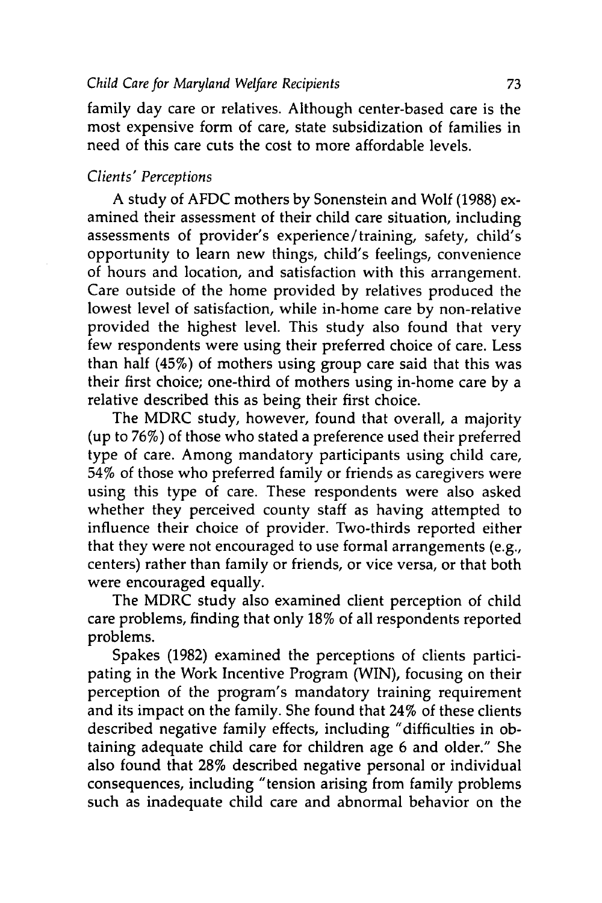family day care or relatives. Although center-based care is the most expensive form of care, state subsidization of families in need of this care cuts the cost to more affordable levels.

### *Clients' Perceptions*

A study of AFDC mothers by Sonenstein and Wolf (1988) examined their assessment of their child care situation, including assessments of provider's experience/training, safety, child's opportunity to learn new things, child's feelings, convenience of hours and location, and satisfaction with this arrangement. Care outside of the home provided by relatives produced the lowest level of satisfaction, while in-home care by non-relative provided the highest level. This study also found that very few respondents were using their preferred choice of care. Less than half (45%) of mothers using group care said that this was their first choice; one-third of mothers using in-home care by a relative described this as being their first choice.

The MDRC study, however, found that overall, a majority (up to 76%) of those who stated a preference used their preferred type of care. Among mandatory participants using child care, 54% of those who preferred family or friends as caregivers were using this type of care. These respondents were also asked whether they perceived county staff as having attempted to influence their choice of provider. Two-thirds reported either that they were not encouraged to use formal arrangements (e.g., centers) rather than family or friends, or vice versa, or that both were encouraged equally.

The MDRC study also examined client perception of child care problems, finding that only 18% of all respondents reported problems.

Spakes (1982) examined the perceptions of clients participating in the Work Incentive Program (WIN), focusing on their perception of the program's mandatory training requirement and its impact on the family. She found that 24% of these clients described negative family effects, including "difficulties in obtaining adequate child care for children age 6 and older." She also found that 28% described negative personal or individual consequences, including "tension arising from family problems such as inadequate child care and abnormal behavior on the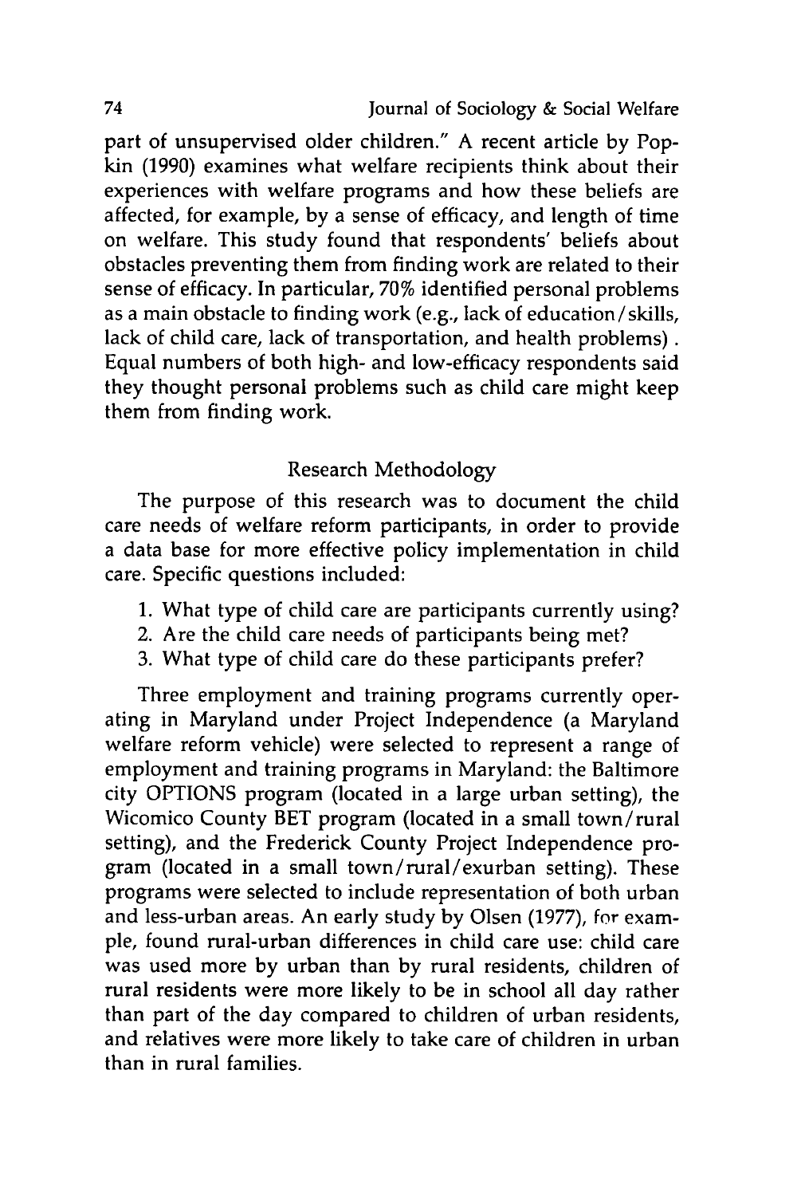part of unsupervised older children." A recent article by Popkin (1990) examines what welfare recipients think about their experiences with welfare programs and how these beliefs are affected, for example, by a sense of efficacy, and length of time on welfare. This study found that respondents' beliefs about obstacles preventing them from finding work are related to their sense of efficacy. In particular, 70% identified personal problems as a main obstacle to finding work (e.g., lack of education/skills, lack of child care, lack of transportation, and health problems). Equal numbers of both high- and low-efficacy respondents said they thought personal problems such as child care might keep them from finding work.

## Research Methodology

The purpose of this research was to document the child care needs of welfare reform participants, in order to provide a data base for more effective policy implementation in child care. Specific questions included:

1. What type of child care are participants currently using?
2. Are the child care needs of participants being met?
3. What type of child care do these participants prefer?

Three employment and training programs currently operating in Maryland under Project Independence (a Maryland welfare reform vehicle) were selected to represent a range of employment and training programs in Maryland: the Baltimore city OPTIONS program (located in a large urban setting), the Wicomico County BET program (located in a small town/rural setting), and the Frederick County Project Independence program (located in a small town/rural/exurban setting). These programs were selected to include representation of both urban and less-urban areas. An early study by Olsen (1977), for example, found rural-urban differences in child care use: child care was used more by urban than by rural residents, children of rural residents were more likely to be in school all day rather than part of the day compared to children of urban residents, and relatives were more likely to take care of children in urban than in rural families.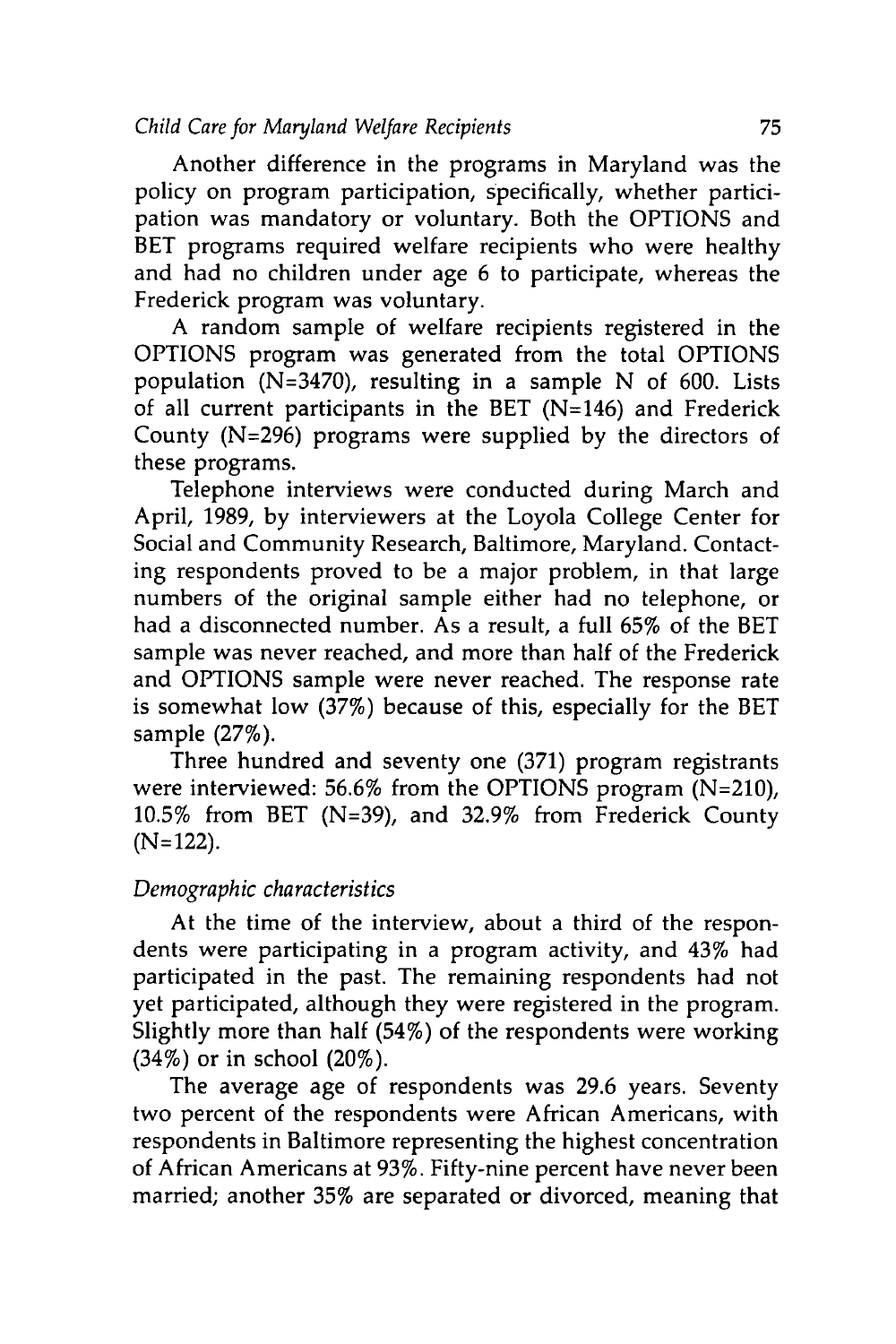Another difference in the programs in Maryland was the policy on program participation, specifically, whether participation was mandatory or voluntary. Both the OPTIONS and BET programs required welfare recipients who were healthy and had no children under age 6 to participate, whereas the Frederick program was voluntary.

A random sample of welfare recipients registered in the OPTIONS program was generated from the total OPTIONS population (N=3470), resulting in a sample N of 600. Lists of all current participants in the BET (N=146) and Frederick County (N=296) programs were supplied by the directors of these programs.

Telephone interviews were conducted during March and April, 1989, by interviewers at the Loyola College Center for Social and Community Research, Baltimore, Maryland. Contacting respondents proved to be a major problem, in that large numbers of the original sample either had no telephone, or had a disconnected number. As a result, a full 65% of the BET sample was never reached, and more than half of the Frederick and OPTIONS sample were never reached. The response rate is somewhat low (37%) because of this, especially for the BET sample (27%).

Three hundred and seventy one (371) program registrants were interviewed: 56.6% from the OPTIONS program (N=210), 10.5% from BET (N=39), and 32.9% from Frederick County (N=122).

*Demographic characteristics*

At the time of the interview, about a third of the respondents were participating in a program activity, and 43% had participated in the past. The remaining respondents had not yet participated, although they were registered in the program. Slightly more than half (54%) of the respondents were working (34%) or in school (20%).

The average age of respondents was 29.6 years. Seventy two percent of the respondents were African Americans, with respondents in Baltimore representing the highest concentration of African Americans at 93%. Fifty-nine percent have never been married; another 35% are separated or divorced, meaning that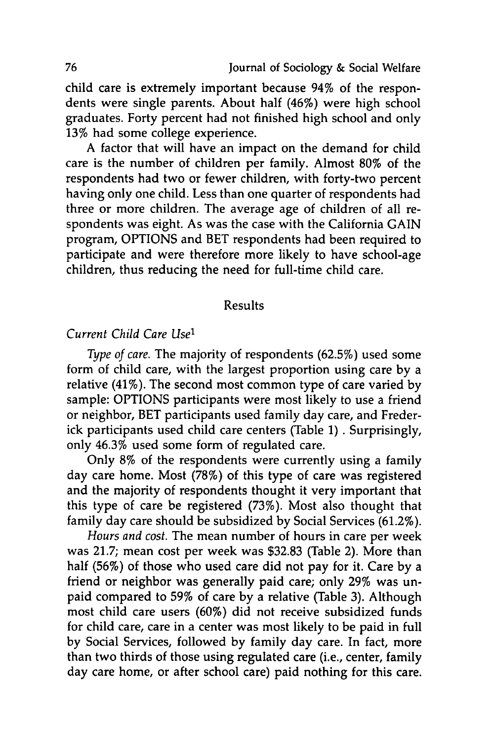child care is extremely important because 94% of the respondents were single parents. About half (46%) were high school graduates. Forty percent had not finished high school and only 13% had some college experience.

A factor that will have an impact on the demand for child care is the number of children per family. Almost 80% of the respondents had two or fewer children, with forty-two percent having only one child. Less than one quarter of respondents had three or more children. The average age of children of all respondents was eight. As was the case with the California GAIN program, OPTIONS and BET respondents had been required to participate and were therefore more likely to have school-age children, thus reducing the need for full-time child care.

## Results

### *Current Child Care Use*[1]

*Type of care.* The majority of respondents (62.5%) used some form of child care, with the largest proportion using care by a relative (41%). The second most common type of care varied by sample: OPTIONS participants were most likely to use a friend or neighbor, BET participants used family day care, and Frederick participants used child care centers (Table 1) . Surprisingly, only 46.3% used some form of regulated care.

Only 8% of the respondents were currently using a family day care home. Most (78%) of this type of care was registered and the majority of respondents thought it very important that this type of care be registered (73%). Most also thought that family day care should be subsidized by Social Services (61.2%).

*Hours and cost.* The mean number of hours in care per week was 21.7; mean cost per week was $32.83 (Table 2). More than half (56%) of those who used care did not pay for it. Care by a friend or neighbor was generally paid care; only 29% was unpaid compared to 59% of care by a relative (Table 3). Although most child care users (60%) did not receive subsidized funds for child care, care in a center was most likely to be paid in full by Social Services, followed by family day care. In fact, more than two thirds of those using regulated care (i.e., center, family day care home, or after school care) paid nothing for this care.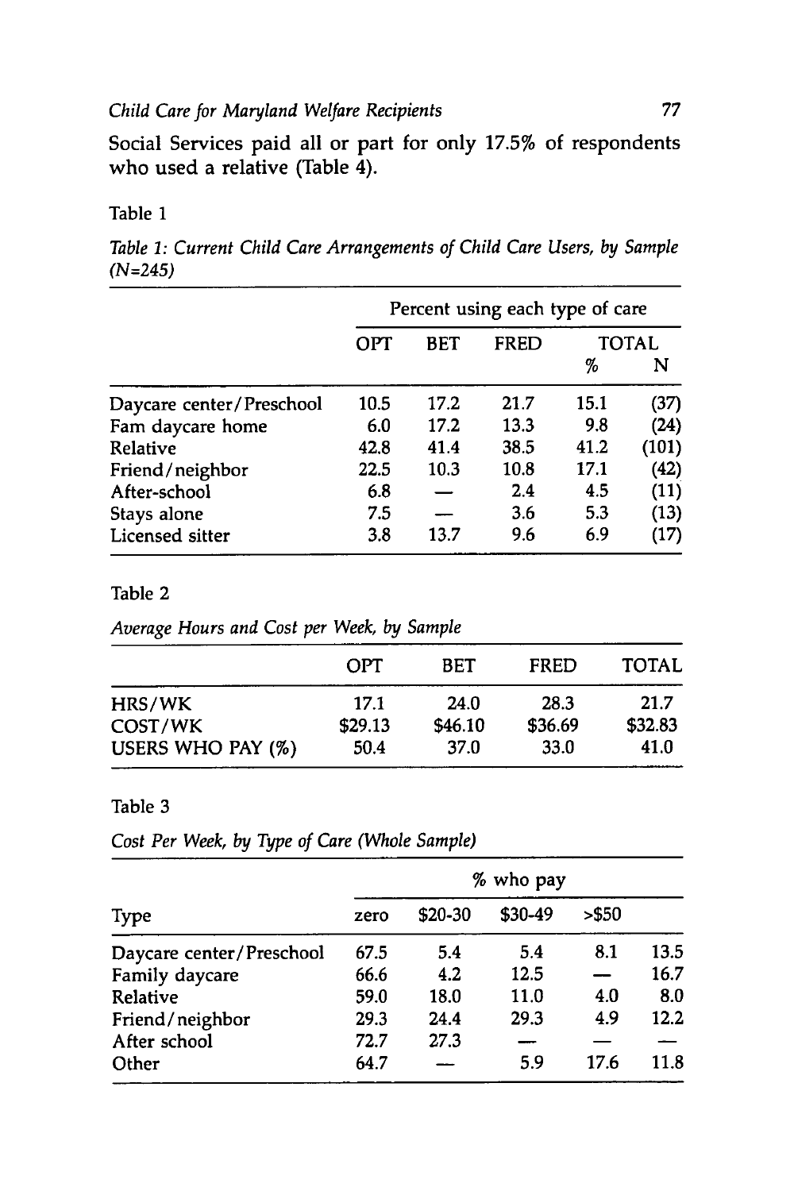Social Services paid all or part for only 17.5% of respondents who used a relative (Table 4).

Table 1

*Table 1: Current Child Care Arrangements of Child Care Users, by Sample (N=245)*

| | Percent using each type of care | | | | |
|---|---|---|---|---|---|
| | OPT | BET | FRED | TOTAL | |
| | | | | % | N |
| Daycare center/Preschool | 10.5 | 17.2 | 21.7 | 15.1 | (37) |
| Fam daycare home | 6.0 | 17.2 | 13.3 | 9.8 | (24) |
| Relative | 42.8 | 41.4 | 38.5 | 41.2 | (101) |
| Friend/neighbor | 22.5 | 10.3 | 10.8 | 17.1 | (42) |
| After-school | 6.8 | — | 2.4 | 4.5 | (11) |
| Stays alone | 7.5 | — | 3.6 | 5.3 | (13) |
| Licensed sitter | 3.8 | 13.7 | 9.6 | 6.9 | (17) |

Table 2

*Average Hours and Cost per Week, by Sample*

| | OPT | BET | FRED | TOTAL |
|---|---|---|---|---|
| HRS/WK | 17.1 | 24.0 | 28.3 | 21.7 |
| COST/WK | $29.13 | $46.10 | $36.69 | $32.83 |
| USERS WHO PAY (%) | 50.4 | 37.0 | 33.0 | 41.0 |

Table 3

*Cost Per Week, by Type of Care (Whole Sample)*

| | % who pay | | | | |
|---|---|---|---|---|---|
| Type | zero | $20-30 | $30-49 | >$50 | |
| Daycare center/Preschool | 67.5 | 5.4 | 5.4 | 8.1 | 13.5 |
| Family daycare | 66.6 | 4.2 | 12.5 | — | 16.7 |
| Relative | 59.0 | 18.0 | 11.0 | 4.0 | 8.0 |
| Friend/neighbor | 29.3 | 24.4 | 29.3 | 4.9 | 12.2 |
| After school | 72.7 | 27.3 | — | — | — |
| Other | 64.7 | — | 5.9 | 17.6 | 11.8 |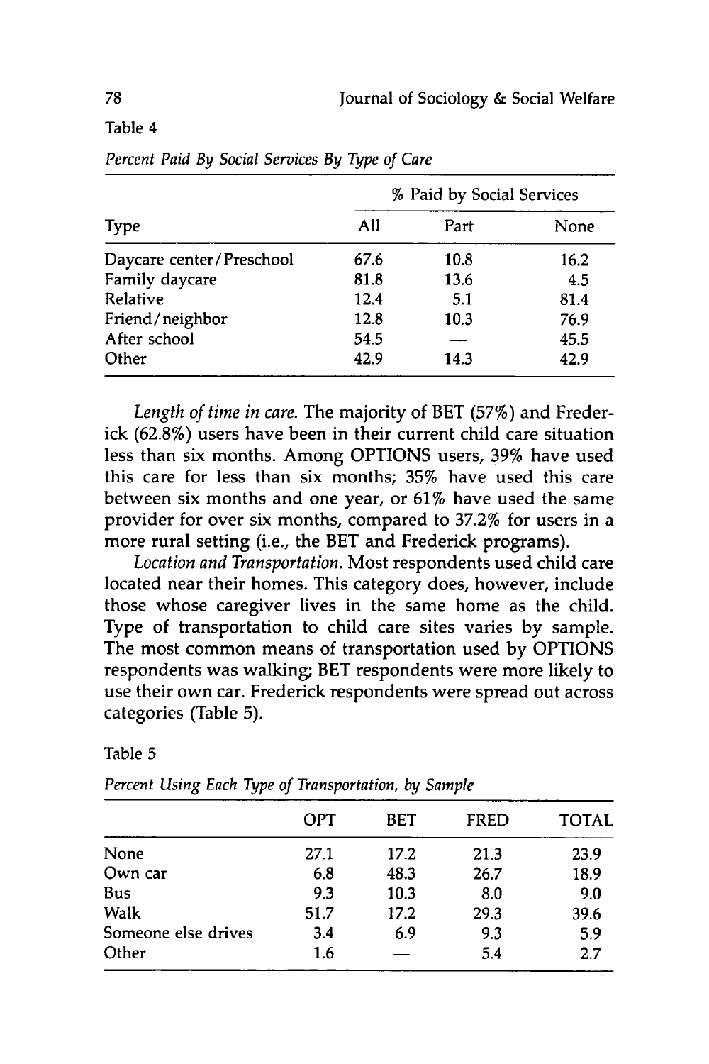Table 4

*Percent Paid By Social Services By Type of Care*

| Type | % Paid by Social Services | | |
|---|---|---|---|
| | All | Part | None |
| Daycare center/Preschool | 67.6 | 10.8 | 16.2 |
| Family daycare | 81.8 | 13.6 | 4.5 |
| Relative | 12.4 | 5.1 | 81.4 |
| Friend/neighbor | 12.8 | 10.3 | 76.9 |
| After school | 54.5 | — | 45.5 |
| Other | 42.9 | 14.3 | 42.9 |

*Length of time in care.* The majority of BET (57%) and Frederick (62.8%) users have been in their current child care situation less than six months. Among OPTIONS users, 39% have used this care for less than six months; 35% have used this care between six months and one year, or 61% have used the same provider for over six months, compared to 37.2% for users in a more rural setting (i.e., the BET and Frederick programs).

*Location and Transportation.* Most respondents used child care located near their homes. This category does, however, include those whose caregiver lives in the same home as the child. Type of transportation to child care sites varies by sample. The most common means of transportation used by OPTIONS respondents was walking; BET respondents were more likely to use their own car. Frederick respondents were spread out across categories (Table 5).

Table 5

*Percent Using Each Type of Transportation, by Sample*

| | OPT | BET | FRED | TOTAL |
|---|---|---|---|---|
| None | 27.1 | 17.2 | 21.3 | 23.9 |
| Own car | 6.8 | 48.3 | 26.7 | 18.9 |
| Bus | 9.3 | 10.3 | 8.0 | 9.0 |
| Walk | 51.7 | 17.2 | 29.3 | 39.6 |
| Someone else drives | 3.4 | 6.9 | 9.3 | 5.9 |
| Other | 1.6 | — | 5.4 | 2.7 |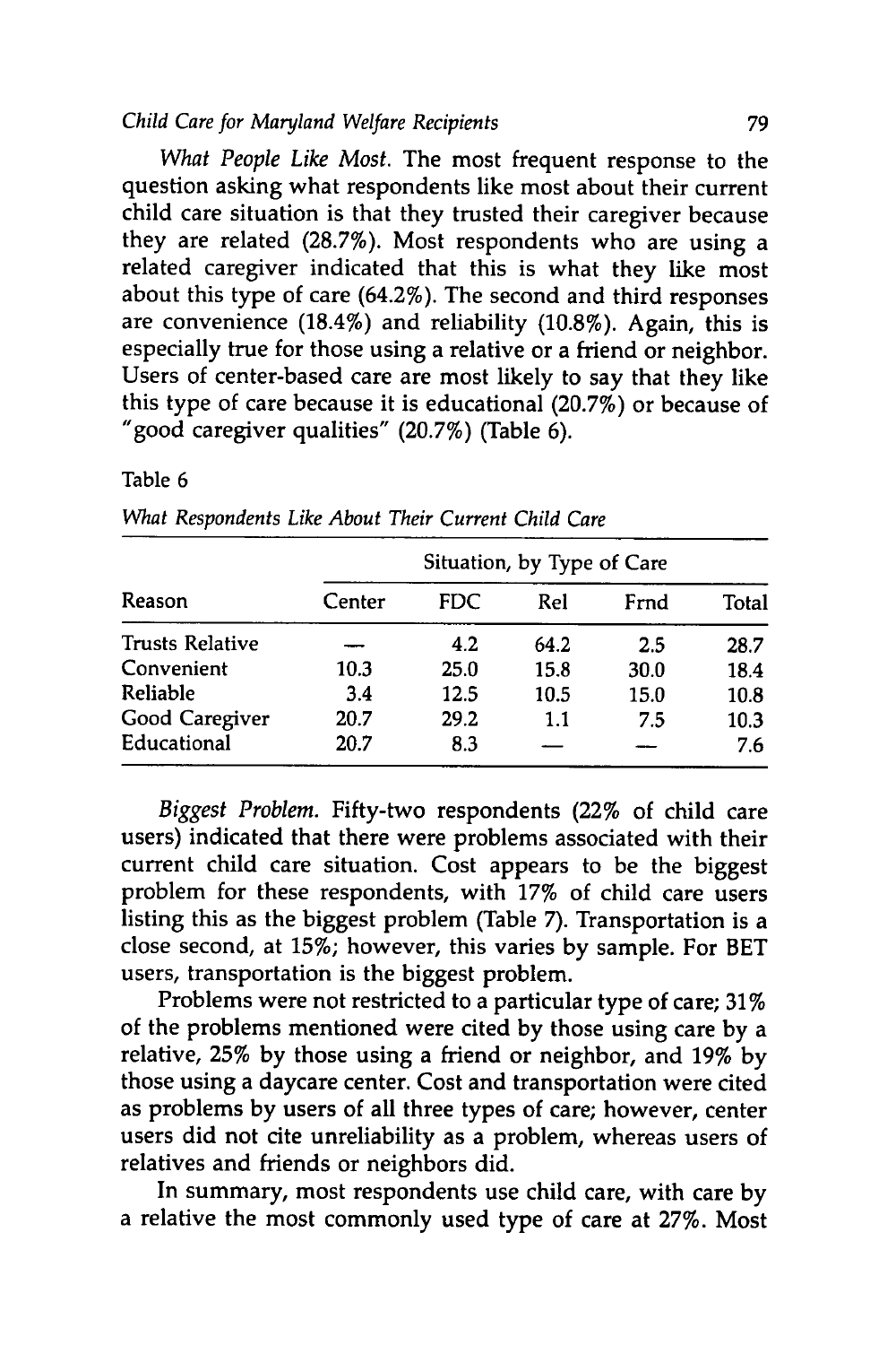*What People Like Most.* The most frequent response to the question asking what respondents like most about their current child care situation is that they trusted their caregiver because they are related (28.7%). Most respondents who are using a related caregiver indicated that this is what they like most about this type of care (64.2%). The second and third responses are convenience (18.4%) and reliability (10.8%). Again, this is especially true for those using a relative or a friend or neighbor. Users of center-based care are most likely to say that they like this type of care because it is educational (20.7%) or because of "good caregiver qualities" (20.7%) (Table 6).

Table 6

*What Respondents Like About Their Current Child Care*

| Reason | Situation, by Type of Care | | | | |
|---|---|---|---|---|---|
| | Center | FDC | Rel | Frnd | Total |
| Trusts Relative | — | 4.2 | 64.2 | 2.5 | 28.7 |
| Convenient | 10.3 | 25.0 | 15.8 | 30.0 | 18.4 |
| Reliable | 3.4 | 12.5 | 10.5 | 15.0 | 10.8 |
| Good Caregiver | 20.7 | 29.2 | 1.1 | 7.5 | 10.3 |
| Educational | 20.7 | 8.3 | — | — | 7.6 |

*Biggest Problem.* Fifty-two respondents (22% of child care users) indicated that there were problems associated with their current child care situation. Cost appears to be the biggest problem for these respondents, with 17% of child care users listing this as the biggest problem (Table 7). Transportation is a close second, at 15%; however, this varies by sample. For BET users, transportation is the biggest problem.

Problems were not restricted to a particular type of care; 31% of the problems mentioned were cited by those using care by a relative, 25% by those using a friend or neighbor, and 19% by those using a daycare center. Cost and transportation were cited as problems by users of all three types of care; however, center users did not cite unreliability as a problem, whereas users of relatives and friends or neighbors did.

In summary, most respondents use child care, with care by a relative the most commonly used type of care at 27%. Most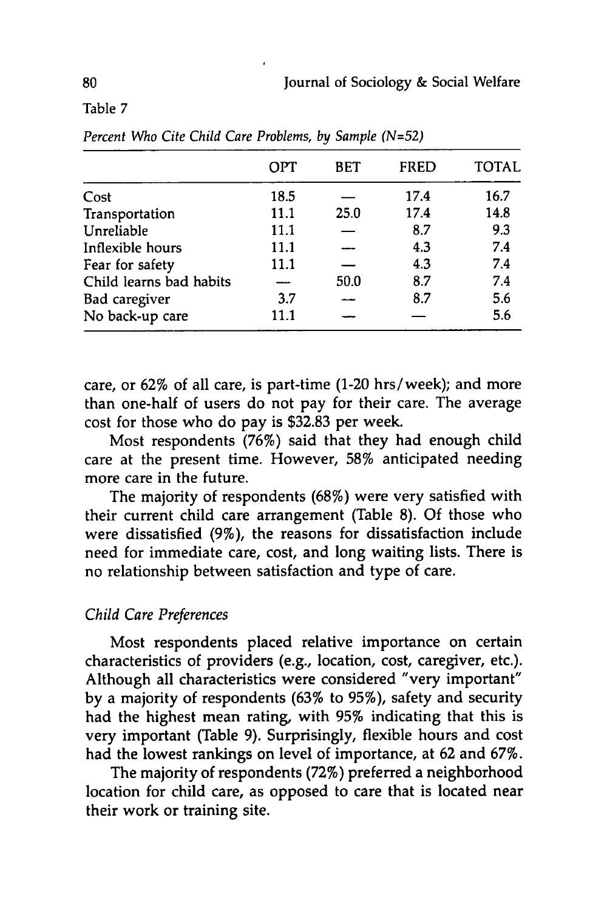Table 7

*Percent Who Cite Child Care Problems, by Sample (N=52)*

| | OPT | BET | FRED | TOTAL |
|---|---|---|---|---|
| Cost | 18.5 | — | 17.4 | 16.7 |
| Transportation | 11.1 | 25.0 | 17.4 | 14.8 |
| Unreliable | 11.1 | — | 8.7 | 9.3 |
| Inflexible hours | 11.1 | — | 4.3 | 7.4 |
| Fear for safety | 11.1 | — | 4.3 | 7.4 |
| Child learns bad habits | — | 50.0 | 8.7 | 7.4 |
| Bad caregiver | 3.7 | — | 8.7 | 5.6 |
| No back-up care | 11.1 | — | — | 5.6 |

care, or 62% of all care, is part-time (1-20 hrs/week); and more than one-half of users do not pay for their care. The average cost for those who do pay is $32.83 per week.

Most respondents (76%) said that they had enough child care at the present time. However, 58% anticipated needing more care in the future.

The majority of respondents (68%) were very satisfied with their current child care arrangement (Table 8). Of those who were dissatisfied (9%), the reasons for dissatisfaction include need for immediate care, cost, and long waiting lists. There is no relationship between satisfaction and type of care.

### *Child Care Preferences*

Most respondents placed relative importance on certain characteristics of providers (e.g., location, cost, caregiver, etc.). Although all characteristics were considered "very important" by a majority of respondents (63% to 95%), safety and security had the highest mean rating, with 95% indicating that this is very important (Table 9). Surprisingly, flexible hours and cost had the lowest rankings on level of importance, at 62 and 67%.

The majority of respondents (72%) preferred a neighborhood location for child care, as opposed to care that is located near their work or training site.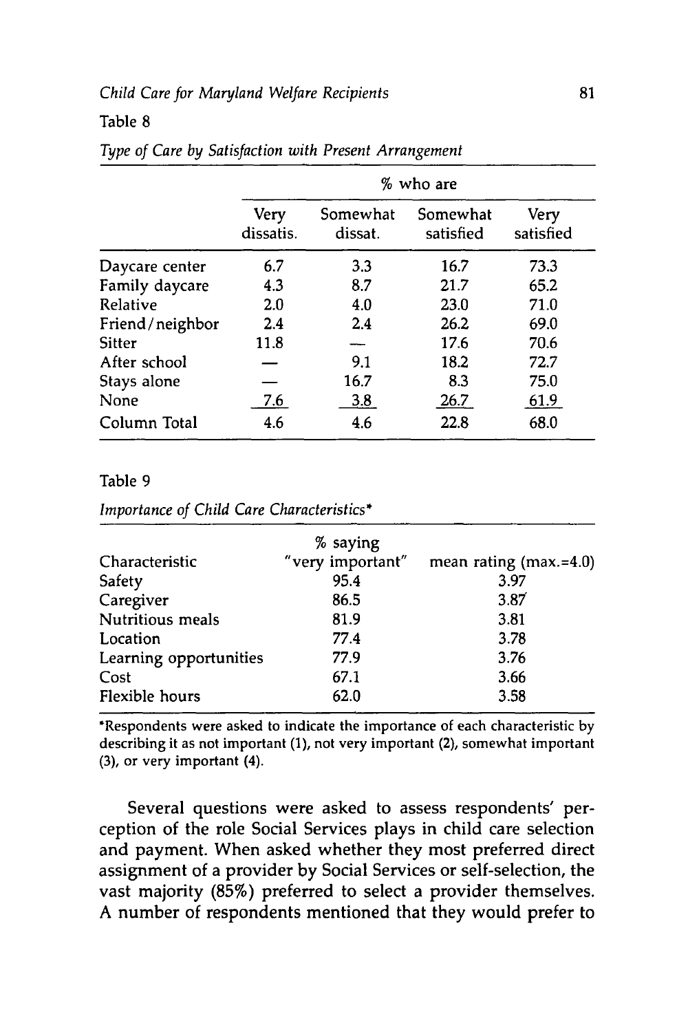Table 8

*Type of Care by Satisfaction with Present Arrangement*

| | % who are | | | |
|---|---|---|---|---|
| | Very dissatis. | Somewhat dissat. | Somewhat satisfied | Very satisfied |
| Daycare center | 6.7 | 3.3 | 16.7 | 73.3 |
| Family daycare | 4.3 | 8.7 | 21.7 | 65.2 |
| Relative | 2.0 | 4.0 | 23.0 | 71.0 |
| Friend/neighbor | 2.4 | 2.4 | 26.2 | 69.0 |
| Sitter | 11.8 | — | 17.6 | 70.6 |
| After school | — | 9.1 | 18.2 | 72.7 |
| Stays alone | — | 16.7 | 8.3 | 75.0 |
| None | 7.6 | 3.8 | 26.7 | 61.9 |
| Column Total | 4.6 | 4.6 | 22.8 | 68.0 |

Table 9

*Importance of Child Care Characteristics**

| Characteristic | % saying "very important" | mean rating (max.=4.0) |
|---|---|---|
| Safety | 95.4 | 3.97 |
| Caregiver | 86.5 | 3.87 |
| Nutritious meals | 81.9 | 3.81 |
| Location | 77.4 | 3.78 |
| Learning opportunities | 77.9 | 3.76 |
| Cost | 67.1 | 3.66 |
| Flexible hours | 62.0 | 3.58 |

*Respondents were asked to indicate the importance of each characteristic by describing it as not important (1), not very important (2), somewhat important (3), or very important (4).

Several questions were asked to assess respondents' perception of the role Social Services plays in child care selection and payment. When asked whether they most preferred direct assignment of a provider by Social Services or self-selection, the vast majority (85%) preferred to select a provider themselves. A number of respondents mentioned that they would prefer to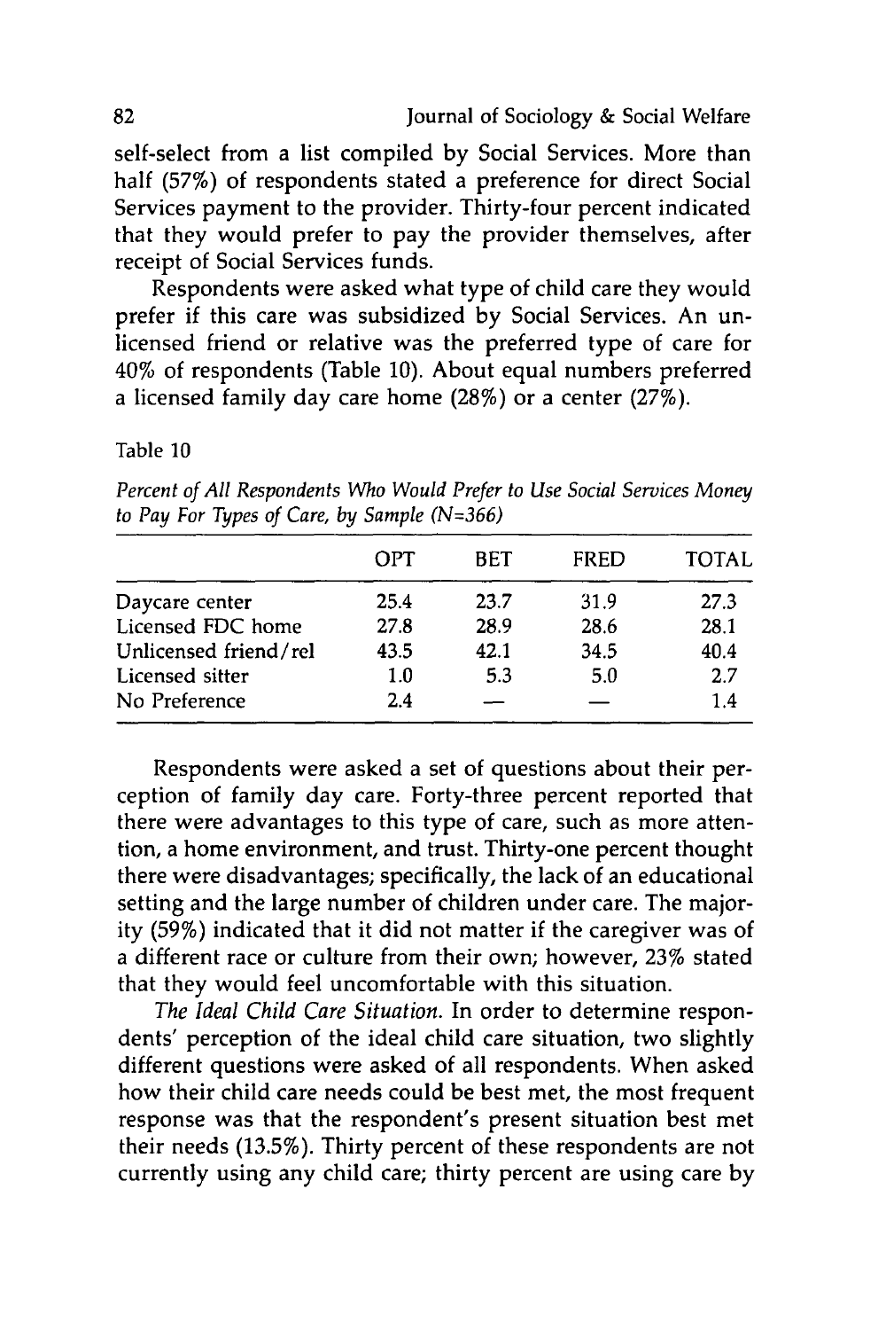self-select from a list compiled by Social Services. More than half (57%) of respondents stated a preference for direct Social Services payment to the provider. Thirty-four percent indicated that they would prefer to pay the provider themselves, after receipt of Social Services funds.

Respondents were asked what type of child care they would prefer if this care was subsidized by Social Services. An unlicensed friend or relative was the preferred type of care for 40% of respondents (Table 10). About equal numbers preferred a licensed family day care home (28%) or a center (27%).

Table 10

*Percent of All Respondents Who Would Prefer to Use Social Services Money to Pay For Types of Care, by Sample (N=366)*

| | OPT | BET | FRED | TOTAL |
|---|---|---|---|---|
| Daycare center | 25.4 | 23.7 | 31.9 | 27.3 |
| Licensed FDC home | 27.8 | 28.9 | 28.6 | 28.1 |
| Unlicensed friend/rel | 43.5 | 42.1 | 34.5 | 40.4 |
| Licensed sitter | 1.0 | 5.3 | 5.0 | 2.7 |
| No Preference | 2.4 | — | — | 1.4 |

Respondents were asked a set of questions about their perception of family day care. Forty-three percent reported that there were advantages to this type of care, such as more attention, a home environment, and trust. Thirty-one percent thought there were disadvantages; specifically, the lack of an educational setting and the large number of children under care. The majority (59%) indicated that it did not matter if the caregiver was of a different race or culture from their own; however, 23% stated that they would feel uncomfortable with this situation.

*The Ideal Child Care Situation.* In order to determine respondents' perception of the ideal child care situation, two slightly different questions were asked of all respondents. When asked how their child care needs could be best met, the most frequent response was that the respondent's present situation best met their needs (13.5%). Thirty percent of these respondents are not currently using any child care; thirty percent are using care by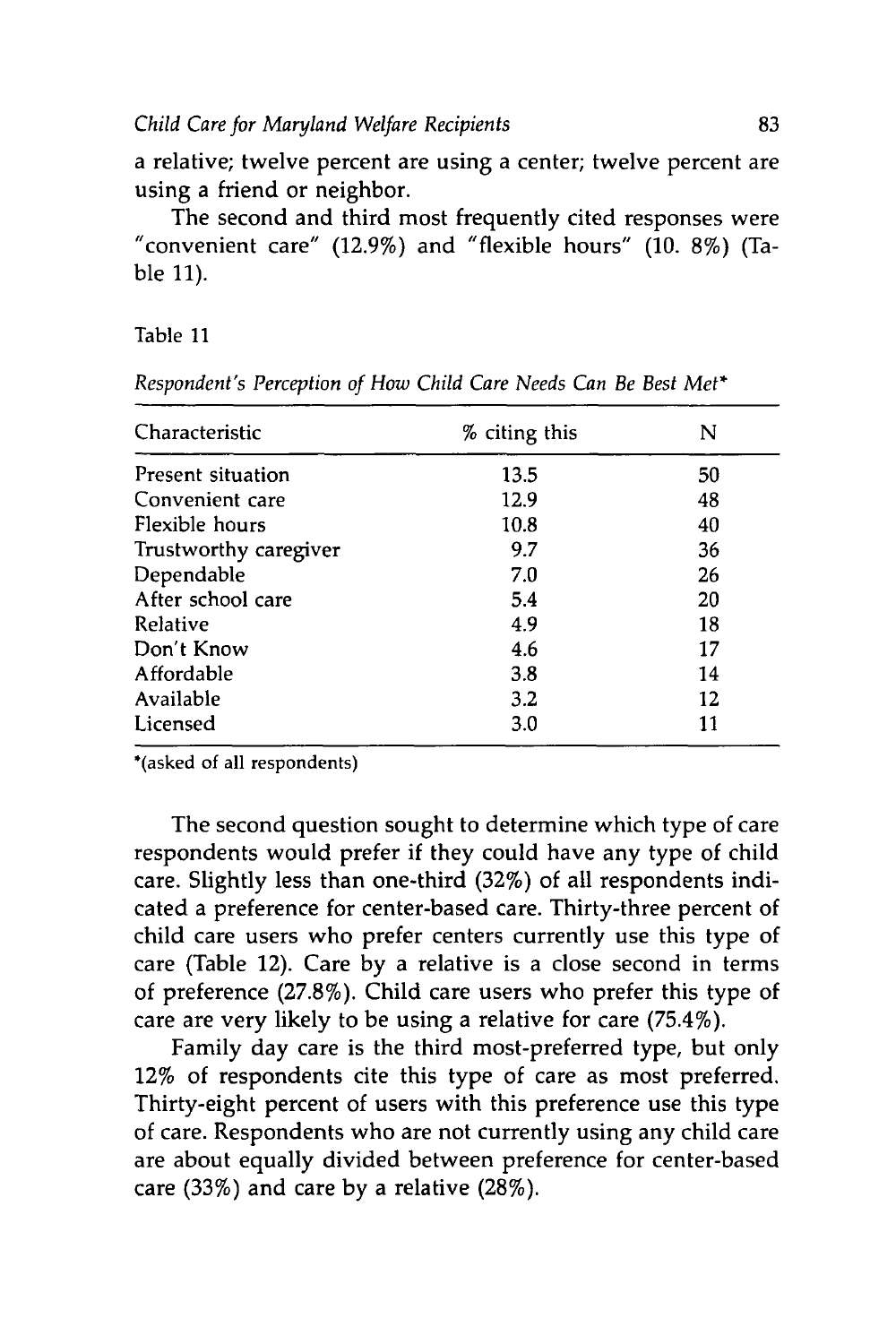a relative; twelve percent are using a center; twelve percent are using a friend or neighbor.

The second and third most frequently cited responses were "convenient care" (12.9%) and "flexible hours" (10. 8%) (Table 11).

Table 11

*Respondent's Perception of How Child Care Needs Can Be Best Met**

| Characteristic | % citing this | N |
|---|---|---|
| Present situation | 13.5 | 50 |
| Convenient care | 12.9 | 48 |
| Flexible hours | 10.8 | 40 |
| Trustworthy caregiver | 9.7 | 36 |
| Dependable | 7.0 | 26 |
| After school care | 5.4 | 20 |
| Relative | 4.9 | 18 |
| Don't Know | 4.6 | 17 |
| Affordable | 3.8 | 14 |
| Available | 3.2 | 12 |
| Licensed | 3.0 | 11 |

*(asked of all respondents)

The second question sought to determine which type of care respondents would prefer if they could have any type of child care. Slightly less than one-third (32%) of all respondents indicated a preference for center-based care. Thirty-three percent of child care users who prefer centers currently use this type of care (Table 12). Care by a relative is a close second in terms of preference (27.8%). Child care users who prefer this type of care are very likely to be using a relative for care (75.4%).

Family day care is the third most-preferred type, but only 12% of respondents cite this type of care as most preferred. Thirty-eight percent of users with this preference use this type of care. Respondents who are not currently using any child care are about equally divided between preference for center-based care (33%) and care by a relative (28%).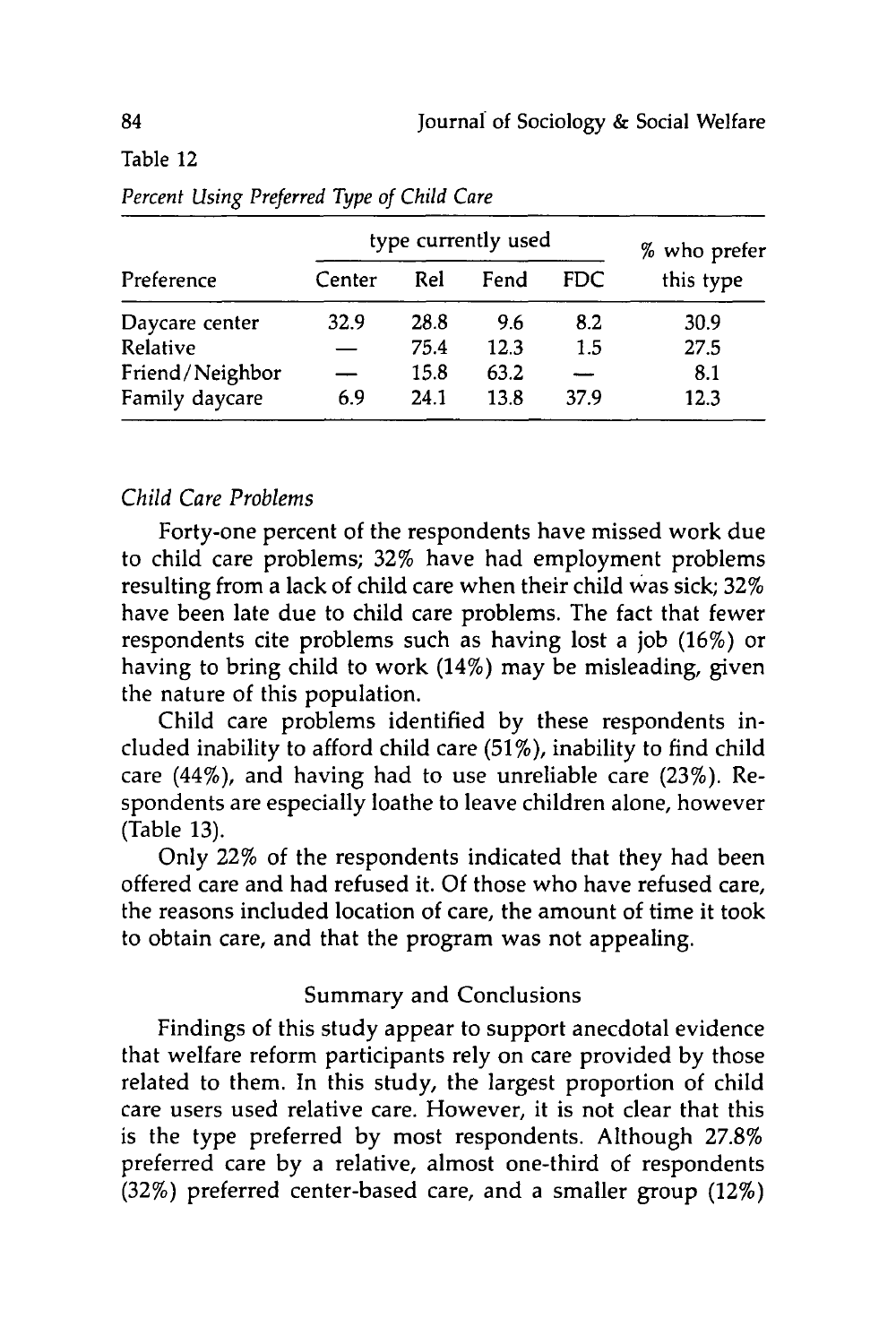Table 12

*Percent Using Preferred Type of Child Care*

| Preference | type currently used | | | | % who prefer this type |
|---|---|---|---|---|---|
| | Center | Rel | Fend | FDC | |
| Daycare center | 32.9 | 28.8 | 9.6 | 8.2 | 30.9 |
| Relative | — | 75.4 | 12.3 | 1.5 | 27.5 |
| Friend/Neighbor | — | 15.8 | 63.2 | — | 8.1 |
| Family daycare | 6.9 | 24.1 | 13.8 | 37.9 | 12.3 |

### *Child Care Problems*

Forty-one percent of the respondents have missed work due to child care problems; 32% have had employment problems resulting from a lack of child care when their child was sick; 32% have been late due to child care problems. The fact that fewer respondents cite problems such as having lost a job (16%) or having to bring child to work (14%) may be misleading, given the nature of this population.

Child care problems identified by these respondents included inability to afford child care (51%), inability to find child care (44%), and having had to use unreliable care (23%). Respondents are especially loathe to leave children alone, however (Table 13).

Only 22% of the respondents indicated that they had been offered care and had refused it. Of those who have refused care, the reasons included location of care, the amount of time it took to obtain care, and that the program was not appealing.

## Summary and Conclusions

Findings of this study appear to support anecdotal evidence that welfare reform participants rely on care provided by those related to them. In this study, the largest proportion of child care users used relative care. However, it is not clear that this is the type preferred by most respondents. Although 27.8% preferred care by a relative, almost one-third of respondents (32%) preferred center-based care, and a smaller group (12%)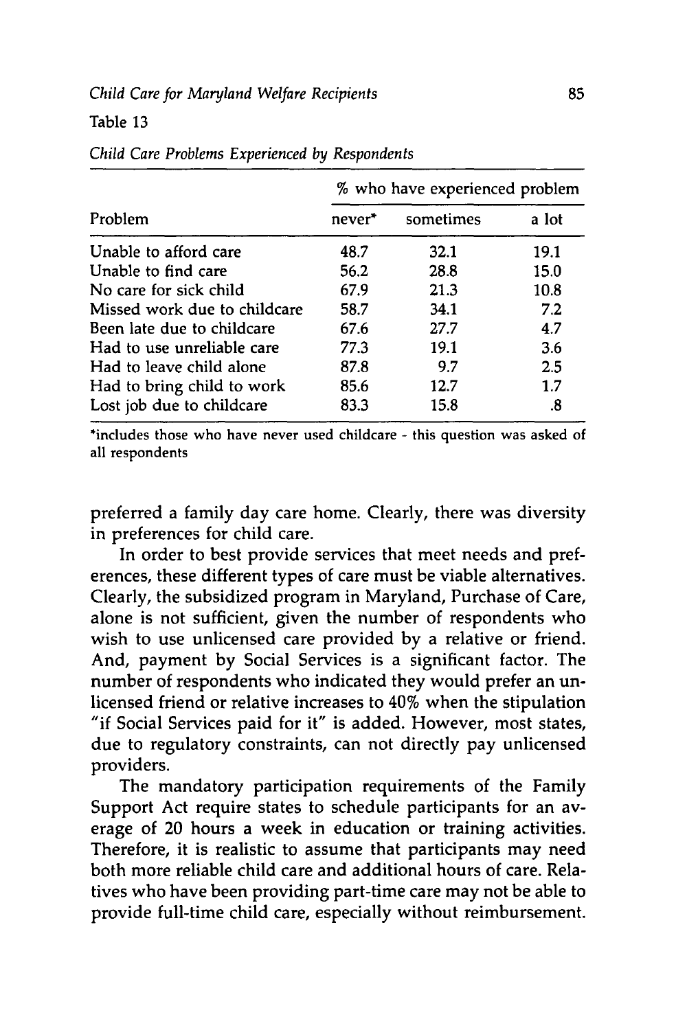Table 13

*Child Care Problems Experienced by Respondents*

| Problem | % who have experienced problem | | |
|---|---|---|---|
| | never* | sometimes | a lot |
| Unable to afford care | 48.7 | 32.1 | 19.1 |
| Unable to find care | 56.2 | 28.8 | 15.0 |
| No care for sick child | 67.9 | 21.3 | 10.8 |
| Missed work due to childcare | 58.7 | 34.1 | 7.2 |
| Been late due to childcare | 67.6 | 27.7 | 4.7 |
| Had to use unreliable care | 77.3 | 19.1 | 3.6 |
| Had to leave child alone | 87.8 | 9.7 | 2.5 |
| Had to bring child to work | 85.6 | 12.7 | 1.7 |
| Lost job due to childcare | 83.3 | 15.8 | .8 |

*includes those who have never used childcare - this question was asked of all respondents

preferred a family day care home. Clearly, there was diversity in preferences for child care.

In order to best provide services that meet needs and preferences, these different types of care must be viable alternatives. Clearly, the subsidized program in Maryland, Purchase of Care, alone is not sufficient, given the number of respondents who wish to use unlicensed care provided by a relative or friend. And, payment by Social Services is a significant factor. The number of respondents who indicated they would prefer an unlicensed friend or relative increases to 40% when the stipulation "if Social Services paid for it" is added. However, most states, due to regulatory constraints, can not directly pay unlicensed providers.

The mandatory participation requirements of the Family Support Act require states to schedule participants for an average of 20 hours a week in education or training activities. Therefore, it is realistic to assume that participants may need both more reliable child care and additional hours of care. Relatives who have been providing part-time care may not be able to provide full-time child care, especially without reimbursement.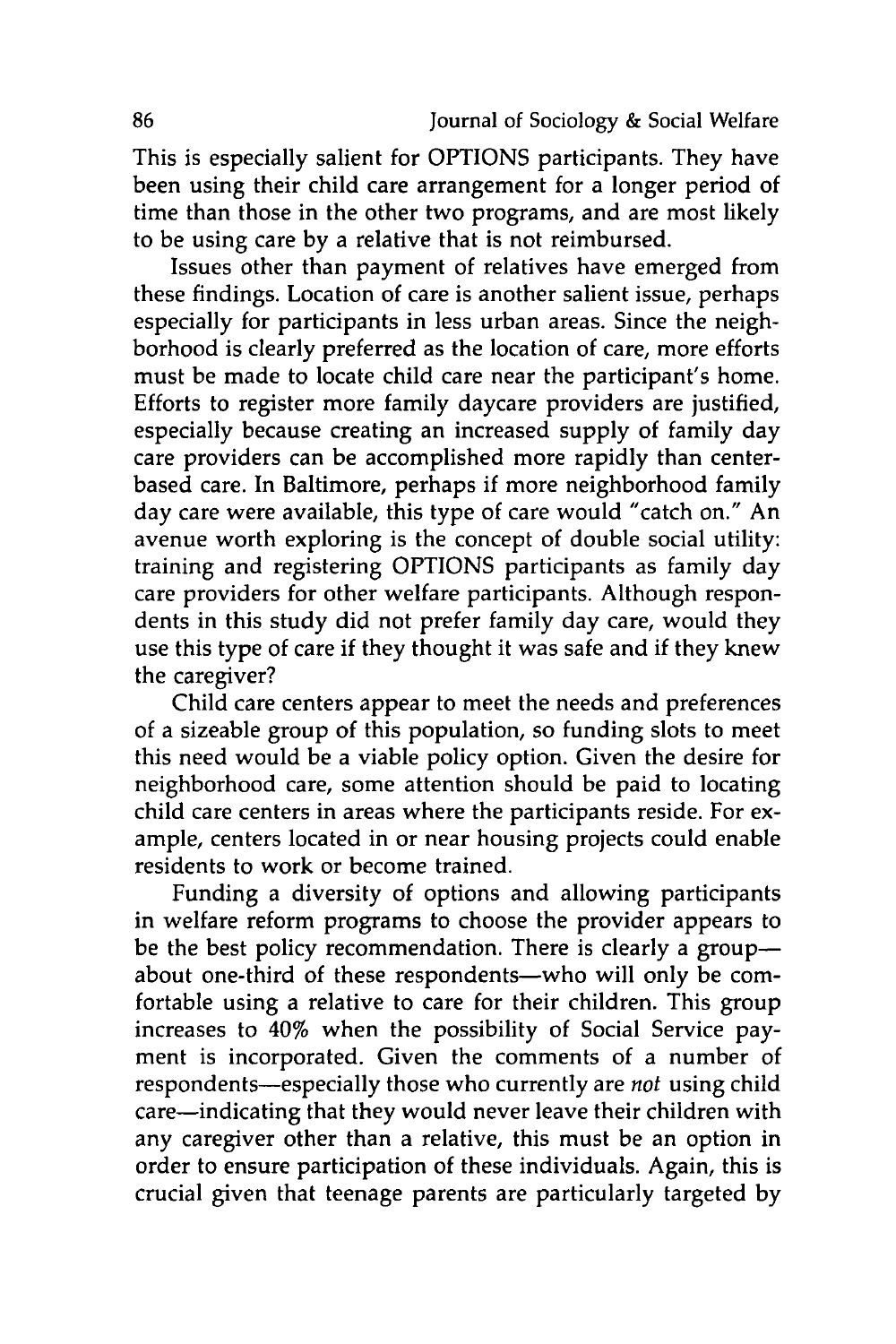This is especially salient for OPTIONS participants. They have been using their child care arrangement for a longer period of time than those in the other two programs, and are most likely to be using care by a relative that is not reimbursed.

Issues other than payment of relatives have emerged from these findings. Location of care is another salient issue, perhaps especially for participants in less urban areas. Since the neighborhood is clearly preferred as the location of care, more efforts must be made to locate child care near the participant's home. Efforts to register more family daycare providers are justified, especially because creating an increased supply of family day care providers can be accomplished more rapidly than center-based care. In Baltimore, perhaps if more neighborhood family day care were available, this type of care would "catch on." An avenue worth exploring is the concept of double social utility: training and registering OPTIONS participants as family day care providers for other welfare participants. Although respondents in this study did not prefer family day care, would they use this type of care if they thought it was safe and if they knew the caregiver?

Child care centers appear to meet the needs and preferences of a sizeable group of this population, so funding slots to meet this need would be a viable policy option. Given the desire for neighborhood care, some attention should be paid to locating child care centers in areas where the participants reside. For example, centers located in or near housing projects could enable residents to work or become trained.

Funding a diversity of options and allowing participants in welfare reform programs to choose the provider appears to be the best policy recommendation. There is clearly a group—about one-third of these respondents—who will only be comfortable using a relative to care for their children. This group increases to 40% when the possibility of Social Service payment is incorporated. Given the comments of a number of respondents—especially those who currently are *not* using child care—indicating that they would never leave their children with any caregiver other than a relative, this must be an option in order to ensure participation of these individuals. Again, this is crucial given that teenage parents are particularly targeted by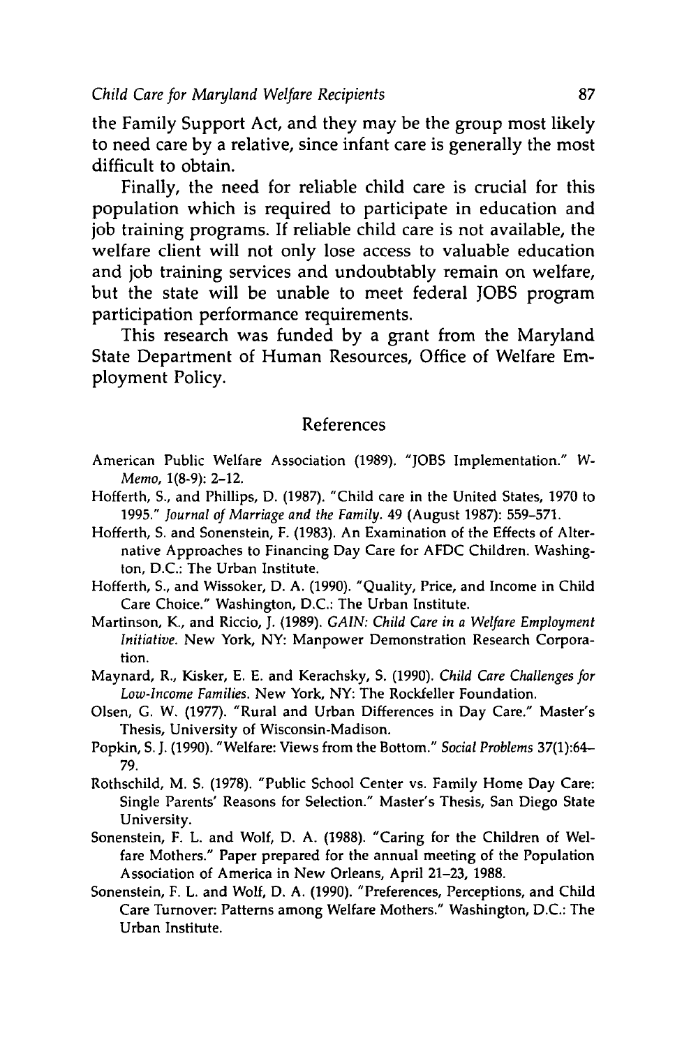the Family Support Act, and they may be the group most likely to need care by a relative, since infant care is generally the most difficult to obtain.

Finally, the need for reliable child care is crucial for this population which is required to participate in education and job training programs. If reliable child care is not available, the welfare client will not only lose access to valuable education and job training services and undoubtably remain on welfare, but the state will be unable to meet federal JOBS program participation performance requirements.

This research was funded by a grant from the Maryland State Department of Human Resources, Office of Welfare Employment Policy.

## References

American Public Welfare Association (1989). "JOBS Implementation." *W-Memo,* 1(8-9): 2–12.

Hofferth, S., and Phillips, D. (1987). "Child care in the United States, 1970 to 1995." *Journal of Marriage and the Family.* 49 (August 1987): 559–571.

Hofferth, S. and Sonenstein, F. (1983). An Examination of the Effects of Alternative Approaches to Financing Day Care for AFDC Children. Washington, D.C.: The Urban Institute.

Hofferth, S., and Wissoker, D. A. (1990). "Quality, Price, and Income in Child Care Choice." Washington, D.C.: The Urban Institute.

Martinson, K., and Riccio, J. (1989). *GAIN: Child Care in a Welfare Employment Initiative.* New York, NY: Manpower Demonstration Research Corporation.

Maynard, R., Kisker, E. E. and Kerachsky, S. (1990). *Child Care Challenges for Low-Income Families.* New York, NY: The Rockfeller Foundation.

Olsen, G. W. (1977). "Rural and Urban Differences in Day Care." Master's Thesis, University of Wisconsin-Madison.

Popkin, S. J. (1990). "Welfare: Views from the Bottom." *Social Problems* 37(1):64–79.

Rothschild, M. S. (1978). "Public School Center vs. Family Home Day Care: Single Parents' Reasons for Selection." Master's Thesis, San Diego State University.

Sonenstein, F. L. and Wolf, D. A. (1988). "Caring for the Children of Welfare Mothers." Paper prepared for the annual meeting of the Population Association of America in New Orleans, April 21–23, 1988.

Sonenstein, F. L. and Wolf, D. A. (1990). "Preferences, Perceptions, and Child Care Turnover: Patterns among Welfare Mothers." Washington, D.C.: The Urban Institute.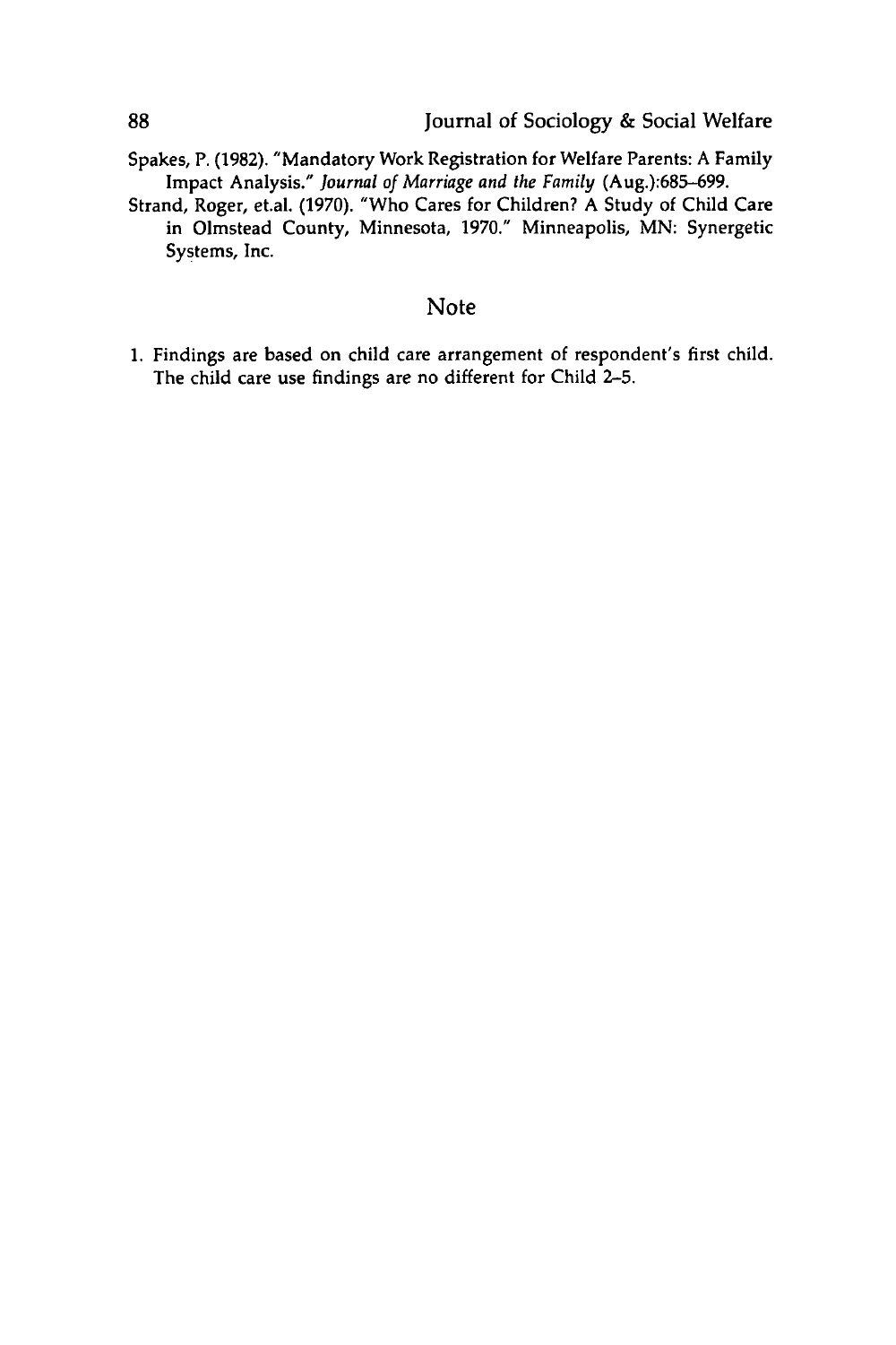Spakes, P. (1982). "Mandatory Work Registration for Welfare Parents: A Family Impact Analysis." *Journal of Marriage and the Family* (Aug.):685–699.

Strand, Roger, et.al. (1970). "Who Cares for Children? A Study of Child Care in Olmstead County, Minnesota, 1970." Minneapolis, MN: Synergetic Systems, Inc.

## Note

1. Findings are based on child care arrangement of respondent's first child. The child care use findings are no different for Child 2–5.